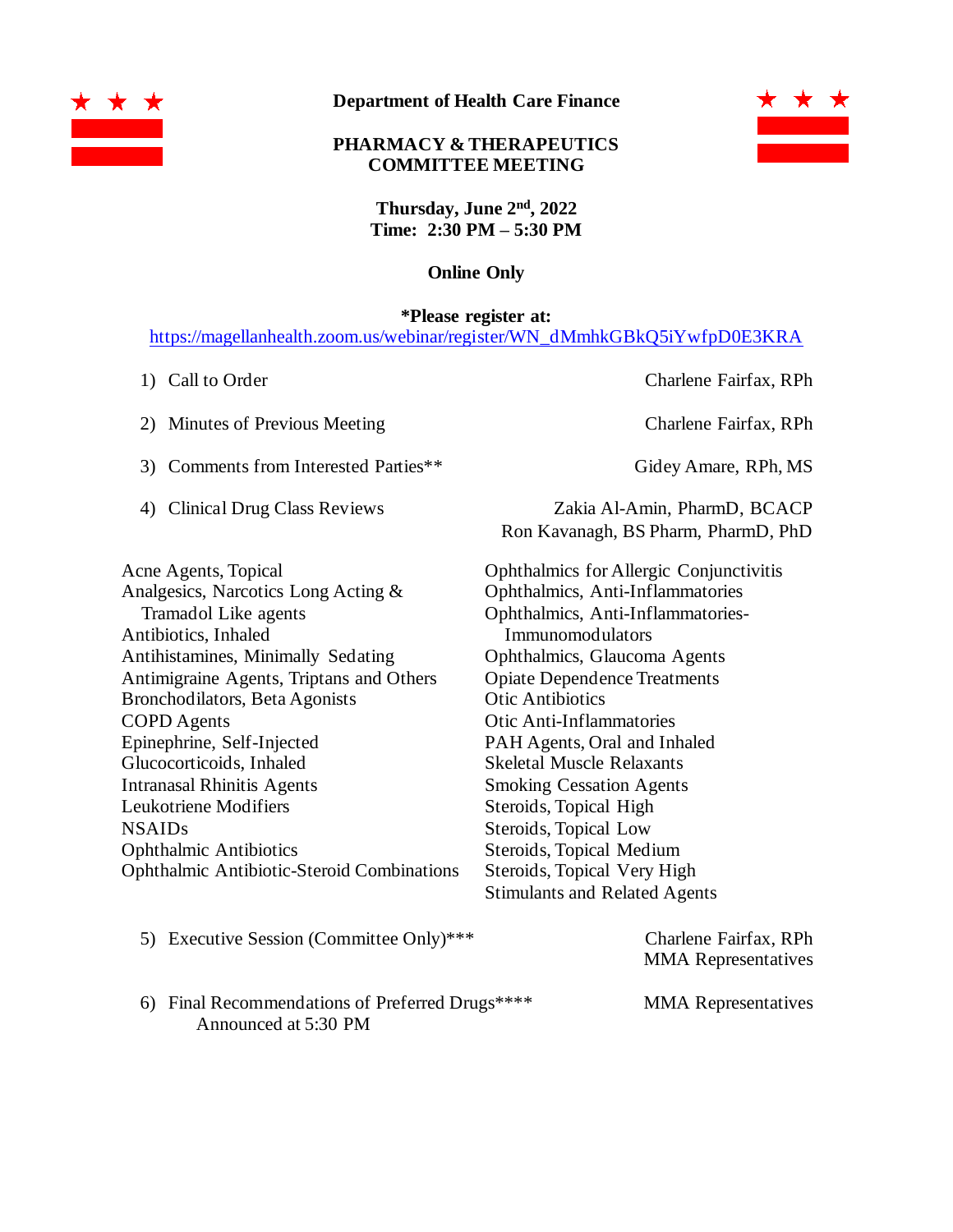**Department of Health Care Finance**

**PHARMACY & THERAPEUTICS COMMITTEE MEETING**

**Thursday, June 2nd, 2022**
**Time: 2:30 PM – 5:30 PM**

**Online Only**

***Please register at:**
https://magellanhealth.zoom.us/webinar/register/WN_dMmhkGBkQ5iYwfpD0E3KRA

1) Call to Order — Charlene Fairfax, RPh

2) Minutes of Previous Meeting — Charlene Fairfax, RPh

3) Comments from Interested Parties** — Gidey Amare, RPh, MS

4) Clinical Drug Class Reviews — Zakia Al-Amin, PharmD, BCACP; Ron Kavanagh, BS Pharm, PharmD, PhD

- Acne Agents, Topical
- Analgesics, Narcotics Long Acting & Tramadol Like agents
- Antibiotics, Inhaled
- Antihistamines, Minimally Sedating
- Antimigraine Agents, Triptans and Others
- Bronchodilators, Beta Agonists
- COPD Agents
- Epinephrine, Self-Injected
- Glucocorticoids, Inhaled
- Intranasal Rhinitis Agents
- Leukotriene Modifiers
- NSAIDs
- Ophthalmic Antibiotics
- Ophthalmic Antibiotic-Steroid Combinations
- Ophthalmics for Allergic Conjunctivitis
- Ophthalmics, Anti-Inflammatories
- Ophthalmics, Anti-Inflammatories-Immunomodulators
- Ophthalmics, Glaucoma Agents
- Opiate Dependence Treatments
- Otic Antibiotics
- Otic Anti-Inflammatories
- PAH Agents, Oral and Inhaled
- Skeletal Muscle Relaxants
- Smoking Cessation Agents
- Steroids, Topical High
- Steroids, Topical Low
- Steroids, Topical Medium
- Steroids, Topical Very High
- Stimulants and Related Agents

5) Executive Session (Committee Only)*** — Charlene Fairfax, RPh; MMA Representatives

6) Final Recommendations of Preferred Drugs**** Announced at 5:30 PM — MMA Representatives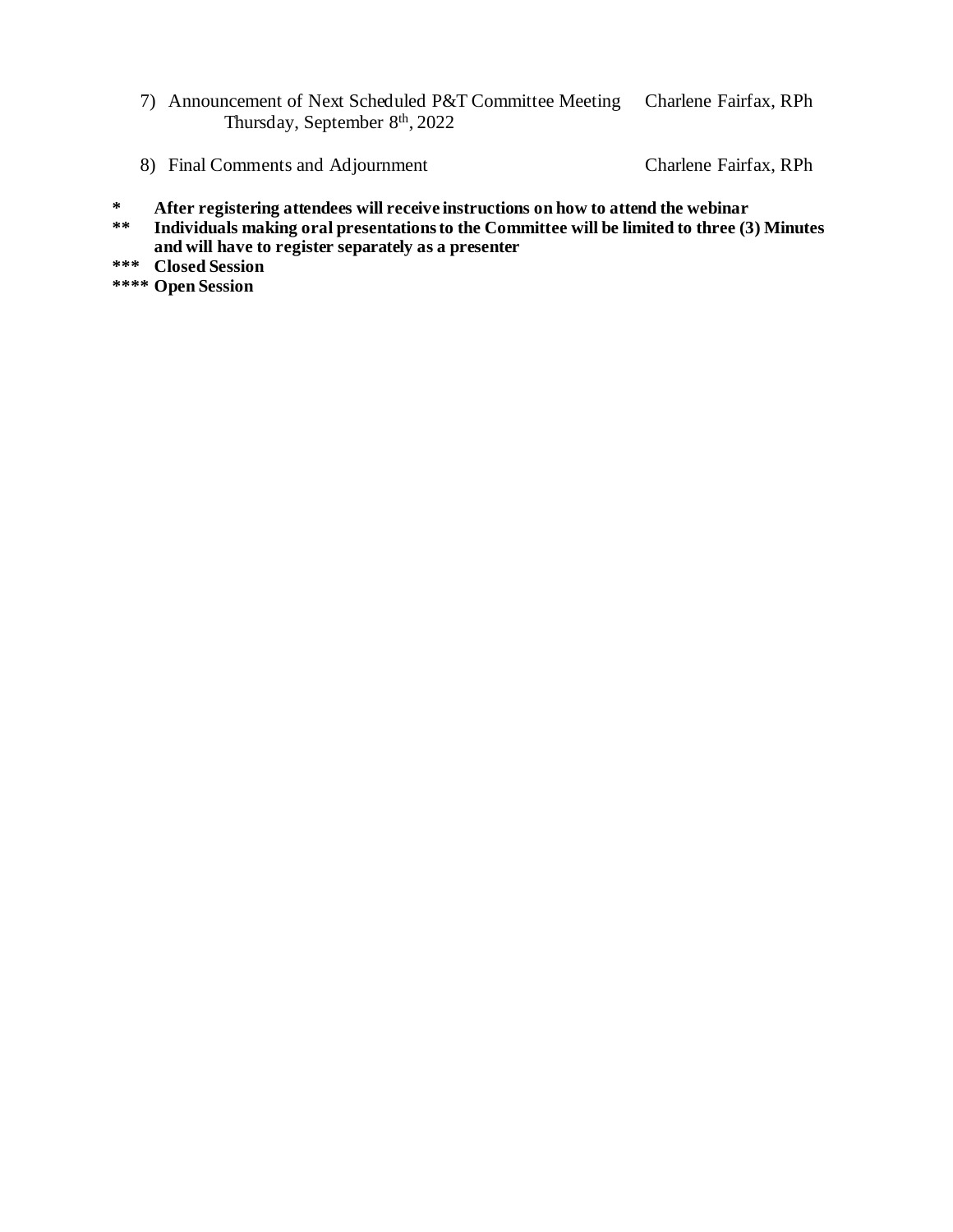7) Announcement of Next Scheduled P&T Committee Meeting    Charlene Fairfax, RPh
   Thursday, September 8th, 2022

8) Final Comments and Adjournment    Charlene Fairfax, RPh

**\* After registering attendees will receive instructions on how to attend the webinar**

**\*\* Individuals making oral presentations to the Committee will be limited to three (3) Minutes and will have to register separately as a presenter**

**\*\*\* Closed Session**

**\*\*\*\* Open Session**